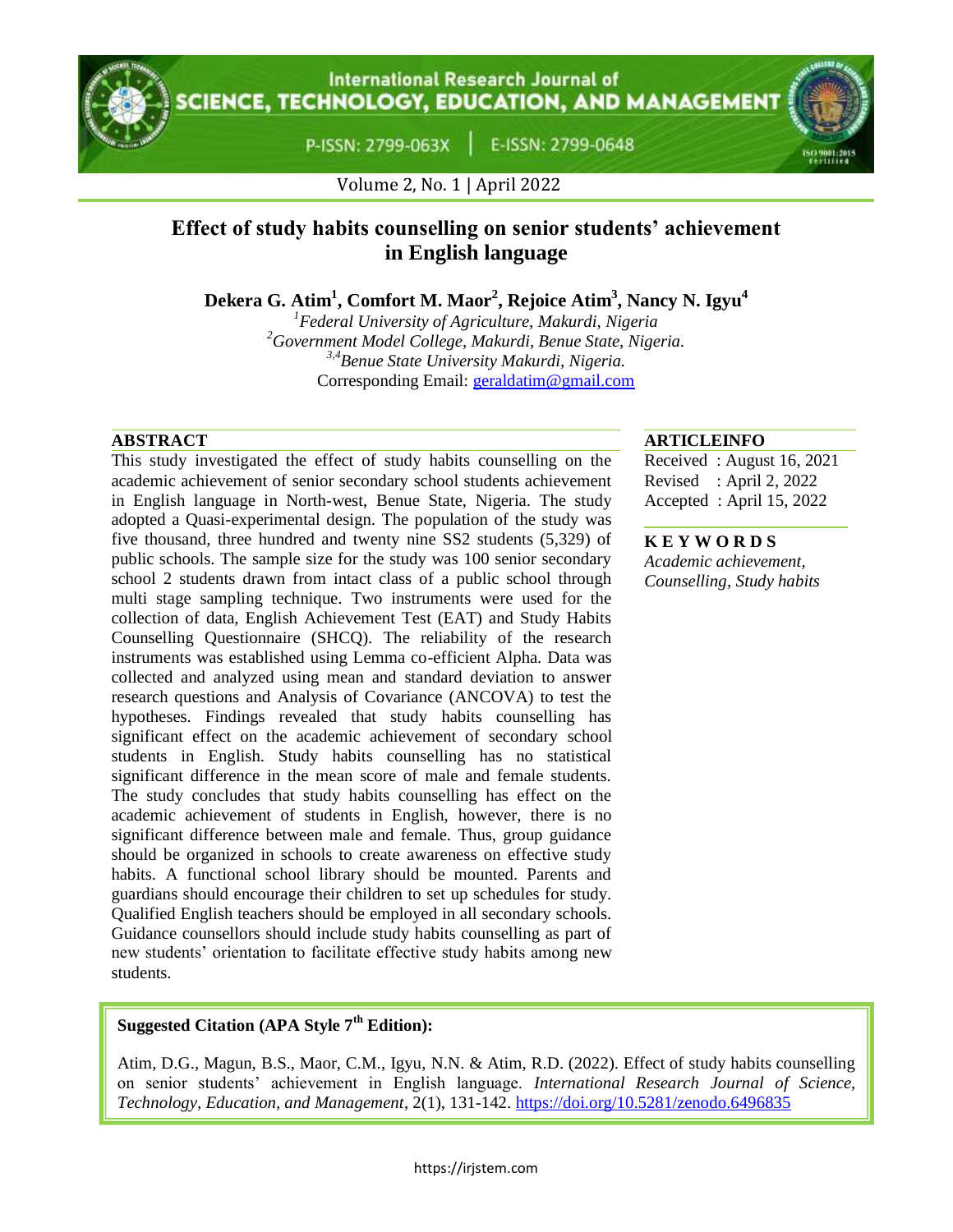# Effect of study habits counselling on senior students' achievement in English language

**Dekera G. Atim[1], Comfort M. Maor[2], Rejoice Atim[3], Nancy N. Igyu[4]**

[1]*Federal University of Agriculture, Makurdi, Nigeria*
[2]*Government Model College, Makurdi, Benue State, Nigeria.*
[3,4]*Benue State University Makurdi, Nigeria.*
Corresponding Email: geraldatim@gmail.com

## ABSTRACT

This study investigated the effect of study habits counselling on the academic achievement of senior secondary school students achievement in English language in North-west, Benue State, Nigeria. The study adopted a Quasi-experimental design. The population of the study was five thousand, three hundred and twenty nine SS2 students (5,329) of public schools. The sample size for the study was 100 senior secondary school 2 students drawn from intact class of a public school through multi stage sampling technique. Two instruments were used for the collection of data, English Achievement Test (EAT) and Study Habits Counselling Questionnaire (SHCQ). The reliability of the research instruments was established using Lemma co-efficient Alpha. Data was collected and analyzed using mean and standard deviation to answer research questions and Analysis of Covariance (ANCOVA) to test the hypotheses. Findings revealed that study habits counselling has significant effect on the academic achievement of secondary school students in English. Study habits counselling has no statistical significant difference in the mean score of male and female students. The study concludes that study habits counselling has effect on the academic achievement of students in English, however, there is no significant difference between male and female. Thus, group guidance should be organized in schools to create awareness on effective study habits. A functional school library should be mounted. Parents and guardians should encourage their children to set up schedules for study. Qualified English teachers should be employed in all secondary schools. Guidance counsellors should include study habits counselling as part of new students' orientation to facilitate effective study habits among new students.

## ARTICLEINFO

Received : August 16, 2021
Revised : April 2, 2022
Accepted : April 15, 2022

## K E Y W O R D S

*Academic achievement, Counselling, Study habits*

**Suggested Citation (APA Style 7th Edition):**

Atim, D.G., Magun, B.S., Maor, C.M., Igyu, N.N. & Atim, R.D. (2022). Effect of study habits counselling on senior students' achievement in English language. *International Research Journal of Science, Technology, Education, and Management*, 2(1), 131-142. https://doi.org/10.5281/zenodo.6496835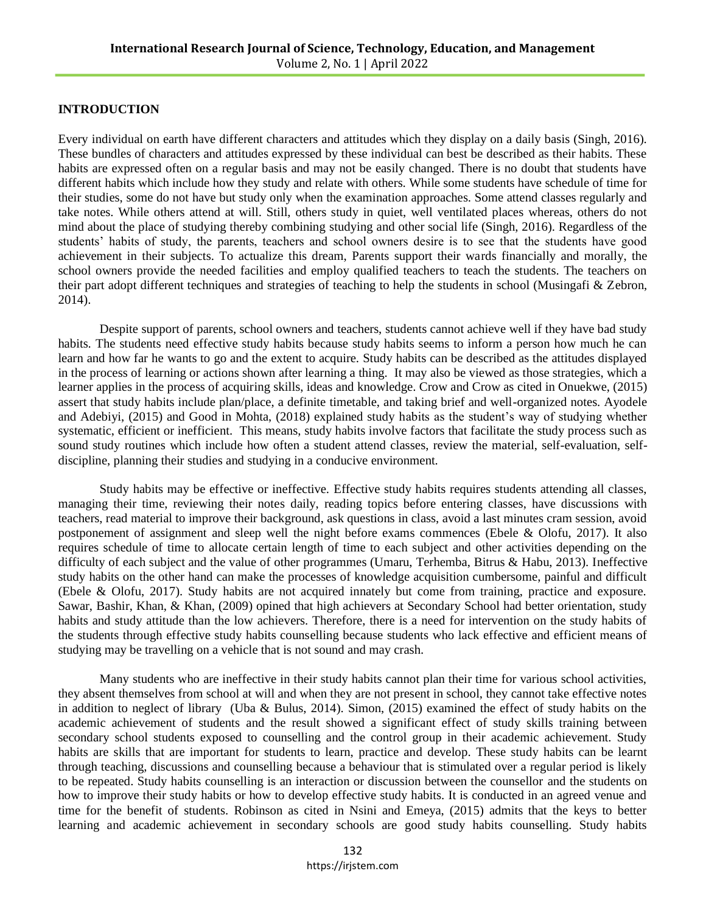## INTRODUCTION

Every individual on earth have different characters and attitudes which they display on a daily basis (Singh, 2016). These bundles of characters and attitudes expressed by these individual can best be described as their habits. These habits are expressed often on a regular basis and may not be easily changed. There is no doubt that students have different habits which include how they study and relate with others. While some students have schedule of time for their studies, some do not have but study only when the examination approaches. Some attend classes regularly and take notes. While others attend at will. Still, others study in quiet, well ventilated places whereas, others do not mind about the place of studying thereby combining studying and other social life (Singh, 2016). Regardless of the students' habits of study, the parents, teachers and school owners desire is to see that the students have good achievement in their subjects. To actualize this dream, Parents support their wards financially and morally, the school owners provide the needed facilities and employ qualified teachers to teach the students. The teachers on their part adopt different techniques and strategies of teaching to help the students in school (Musingafi & Zebron, 2014).

Despite support of parents, school owners and teachers, students cannot achieve well if they have bad study habits. The students need effective study habits because study habits seems to inform a person how much he can learn and how far he wants to go and the extent to acquire. Study habits can be described as the attitudes displayed in the process of learning or actions shown after learning a thing. It may also be viewed as those strategies, which a learner applies in the process of acquiring skills, ideas and knowledge. Crow and Crow as cited in Onuekwe, (2015) assert that study habits include plan/place, a definite timetable, and taking brief and well-organized notes. Ayodele and Adebiyi, (2015) and Good in Mohta, (2018) explained study habits as the student's way of studying whether systematic, efficient or inefficient. This means, study habits involve factors that facilitate the study process such as sound study routines which include how often a student attend classes, review the material, self-evaluation, self-discipline, planning their studies and studying in a conducive environment.

Study habits may be effective or ineffective. Effective study habits requires students attending all classes, managing their time, reviewing their notes daily, reading topics before entering classes, have discussions with teachers, read material to improve their background, ask questions in class, avoid a last minutes cram session, avoid postponement of assignment and sleep well the night before exams commences (Ebele & Olofu, 2017). It also requires schedule of time to allocate certain length of time to each subject and other activities depending on the difficulty of each subject and the value of other programmes (Umaru, Terhemba, Bitrus & Habu, 2013). Ineffective study habits on the other hand can make the processes of knowledge acquisition cumbersome, painful and difficult (Ebele & Olofu, 2017). Study habits are not acquired innately but come from training, practice and exposure. Sawar, Bashir, Khan, & Khan, (2009) opined that high achievers at Secondary School had better orientation, study habits and study attitude than the low achievers. Therefore, there is a need for intervention on the study habits of the students through effective study habits counselling because students who lack effective and efficient means of studying may be travelling on a vehicle that is not sound and may crash.

Many students who are ineffective in their study habits cannot plan their time for various school activities, they absent themselves from school at will and when they are not present in school, they cannot take effective notes in addition to neglect of library (Uba & Bulus, 2014). Simon, (2015) examined the effect of study habits on the academic achievement of students and the result showed a significant effect of study skills training between secondary school students exposed to counselling and the control group in their academic achievement. Study habits are skills that are important for students to learn, practice and develop. These study habits can be learnt through teaching, discussions and counselling because a behaviour that is stimulated over a regular period is likely to be repeated. Study habits counselling is an interaction or discussion between the counsellor and the students on how to improve their study habits or how to develop effective study habits. It is conducted in an agreed venue and time for the benefit of students. Robinson as cited in Nsini and Emeya, (2015) admits that the keys to better learning and academic achievement in secondary schools are good study habits counselling. Study habits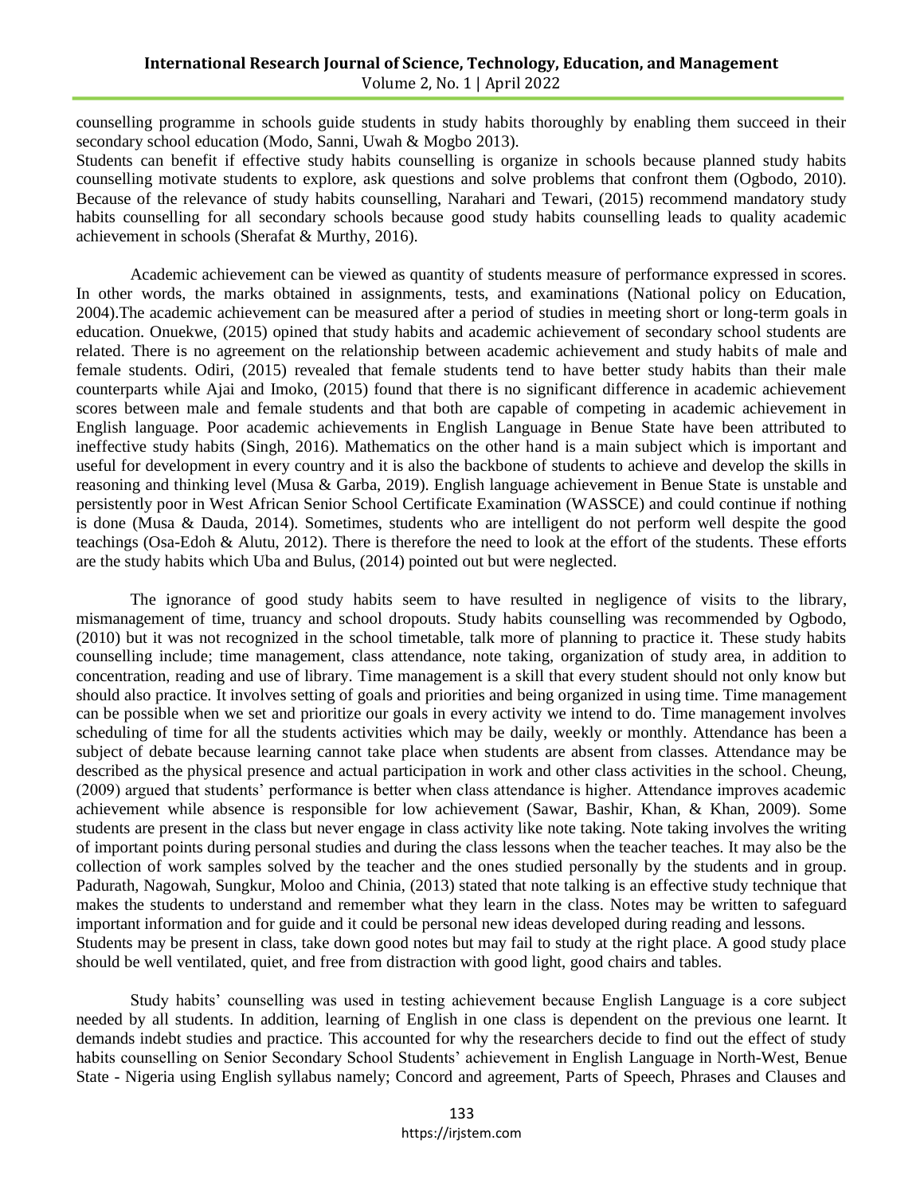counselling programme in schools guide students in study habits thoroughly by enabling them succeed in their secondary school education (Modo, Sanni, Uwah & Mogbo 2013).
Students can benefit if effective study habits counselling is organize in schools because planned study habits counselling motivate students to explore, ask questions and solve problems that confront them (Ogbodo, 2010). Because of the relevance of study habits counselling, Narahari and Tewari, (2015) recommend mandatory study habits counselling for all secondary schools because good study habits counselling leads to quality academic achievement in schools (Sherafat & Murthy, 2016).

Academic achievement can be viewed as quantity of students measure of performance expressed in scores. In other words, the marks obtained in assignments, tests, and examinations (National policy on Education, 2004).The academic achievement can be measured after a period of studies in meeting short or long-term goals in education. Onuekwe, (2015) opined that study habits and academic achievement of secondary school students are related. There is no agreement on the relationship between academic achievement and study habits of male and female students. Odiri, (2015) revealed that female students tend to have better study habits than their male counterparts while Ajai and Imoko, (2015) found that there is no significant difference in academic achievement scores between male and female students and that both are capable of competing in academic achievement in English language. Poor academic achievements in English Language in Benue State have been attributed to ineffective study habits (Singh, 2016). Mathematics on the other hand is a main subject which is important and useful for development in every country and it is also the backbone of students to achieve and develop the skills in reasoning and thinking level (Musa & Garba, 2019). English language achievement in Benue State is unstable and persistently poor in West African Senior School Certificate Examination (WASSCE) and could continue if nothing is done (Musa & Dauda, 2014). Sometimes, students who are intelligent do not perform well despite the good teachings (Osa-Edoh & Alutu, 2012). There is therefore the need to look at the effort of the students. These efforts are the study habits which Uba and Bulus, (2014) pointed out but were neglected.

The ignorance of good study habits seem to have resulted in negligence of visits to the library, mismanagement of time, truancy and school dropouts. Study habits counselling was recommended by Ogbodo, (2010) but it was not recognized in the school timetable, talk more of planning to practice it. These study habits counselling include; time management, class attendance, note taking, organization of study area, in addition to concentration, reading and use of library. Time management is a skill that every student should not only know but should also practice. It involves setting of goals and priorities and being organized in using time. Time management can be possible when we set and prioritize our goals in every activity we intend to do. Time management involves scheduling of time for all the students activities which may be daily, weekly or monthly. Attendance has been a subject of debate because learning cannot take place when students are absent from classes. Attendance may be described as the physical presence and actual participation in work and other class activities in the school. Cheung, (2009) argued that students' performance is better when class attendance is higher. Attendance improves academic achievement while absence is responsible for low achievement (Sawar, Bashir, Khan, & Khan, 2009). Some students are present in the class but never engage in class activity like note taking. Note taking involves the writing of important points during personal studies and during the class lessons when the teacher teaches. It may also be the collection of work samples solved by the teacher and the ones studied personally by the students and in group. Padurath, Nagowah, Sungkur, Moloo and Chinia, (2013) stated that note talking is an effective study technique that makes the students to understand and remember what they learn in the class. Notes may be written to safeguard important information and for guide and it could be personal new ideas developed during reading and lessons.
Students may be present in class, take down good notes but may fail to study at the right place. A good study place should be well ventilated, quiet, and free from distraction with good light, good chairs and tables.

Study habits' counselling was used in testing achievement because English Language is a core subject needed by all students. In addition, learning of English in one class is dependent on the previous one learnt. It demands indebt studies and practice. This accounted for why the researchers decide to find out the effect of study habits counselling on Senior Secondary School Students' achievement in English Language in North-West, Benue State - Nigeria using English syllabus namely; Concord and agreement, Parts of Speech, Phrases and Clauses and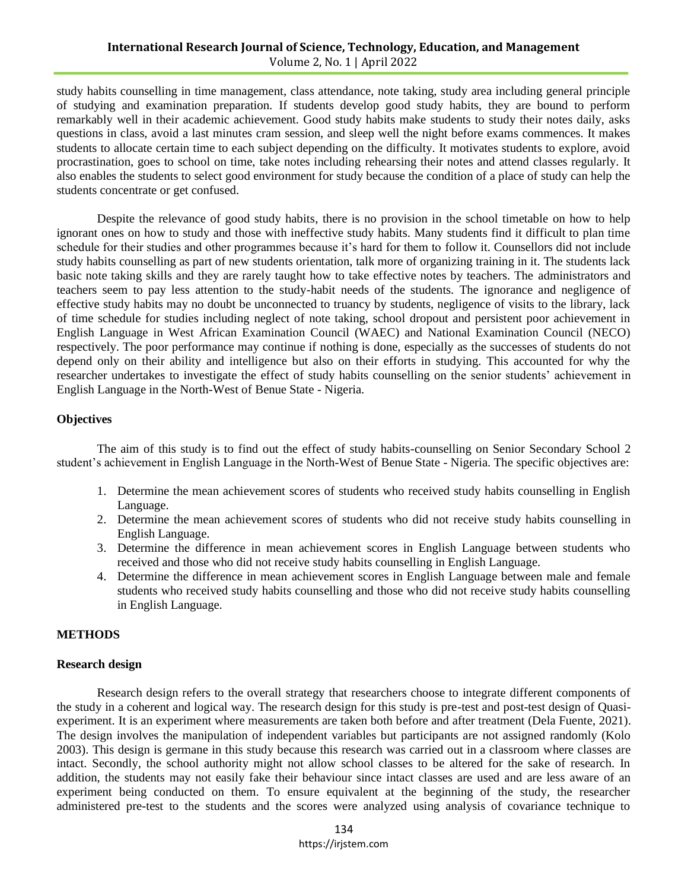study habits counselling in time management, class attendance, note taking, study area including general principle of studying and examination preparation. If students develop good study habits, they are bound to perform remarkably well in their academic achievement. Good study habits make students to study their notes daily, asks questions in class, avoid a last minutes cram session, and sleep well the night before exams commences. It makes students to allocate certain time to each subject depending on the difficulty. It motivates students to explore, avoid procrastination, goes to school on time, take notes including rehearsing their notes and attend classes regularly. It also enables the students to select good environment for study because the condition of a place of study can help the students concentrate or get confused.

Despite the relevance of good study habits, there is no provision in the school timetable on how to help ignorant ones on how to study and those with ineffective study habits. Many students find it difficult to plan time schedule for their studies and other programmes because it's hard for them to follow it. Counsellors did not include study habits counselling as part of new students orientation, talk more of organizing training in it. The students lack basic note taking skills and they are rarely taught how to take effective notes by teachers. The administrators and teachers seem to pay less attention to the study-habit needs of the students. The ignorance and negligence of effective study habits may no doubt be unconnected to truancy by students, negligence of visits to the library, lack of time schedule for studies including neglect of note taking, school dropout and persistent poor achievement in English Language in West African Examination Council (WAEC) and National Examination Council (NECO) respectively. The poor performance may continue if nothing is done, especially as the successes of students do not depend only on their ability and intelligence but also on their efforts in studying. This accounted for why the researcher undertakes to investigate the effect of study habits counselling on the senior students' achievement in English Language in the North-West of Benue State - Nigeria.

### Objectives

The aim of this study is to find out the effect of study habits-counselling on Senior Secondary School 2 student's achievement in English Language in the North-West of Benue State - Nigeria. The specific objectives are:

1. Determine the mean achievement scores of students who received study habits counselling in English Language.
2. Determine the mean achievement scores of students who did not receive study habits counselling in English Language.
3. Determine the difference in mean achievement scores in English Language between students who received and those who did not receive study habits counselling in English Language.
4. Determine the difference in mean achievement scores in English Language between male and female students who received study habits counselling and those who did not receive study habits counselling in English Language.

## METHODS

### Research design

Research design refers to the overall strategy that researchers choose to integrate different components of the study in a coherent and logical way. The research design for this study is pre-test and post-test design of Quasi-experiment. It is an experiment where measurements are taken both before and after treatment (Dela Fuente, 2021). The design involves the manipulation of independent variables but participants are not assigned randomly (Kolo 2003). This design is germane in this study because this research was carried out in a classroom where classes are intact. Secondly, the school authority might not allow school classes to be altered for the sake of research. In addition, the students may not easily fake their behaviour since intact classes are used and are less aware of an experiment being conducted on them. To ensure equivalent at the beginning of the study, the researcher administered pre-test to the students and the scores were analyzed using analysis of covariance technique to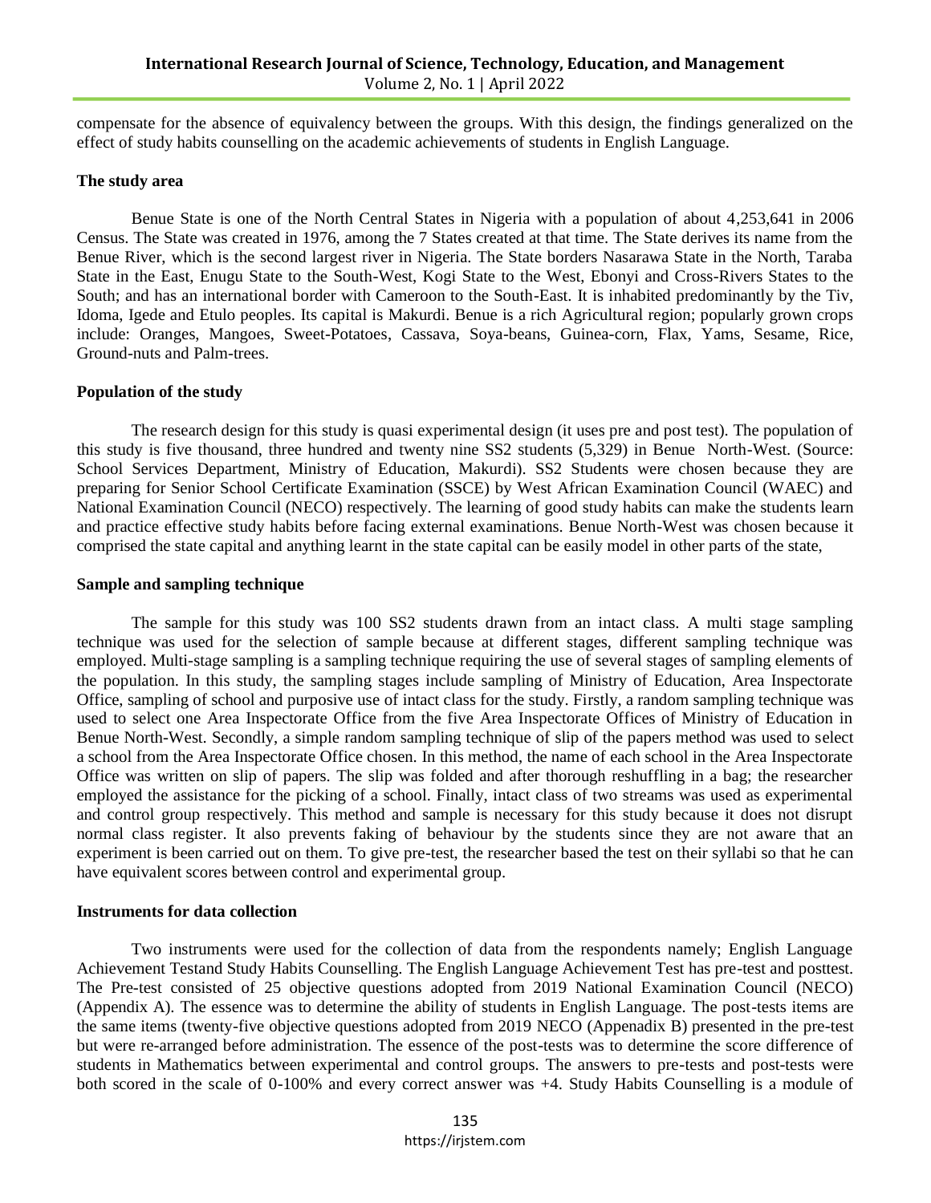compensate for the absence of equivalency between the groups. With this design, the findings generalized on the effect of study habits counselling on the academic achievements of students in English Language.

### The study area

Benue State is one of the North Central States in Nigeria with a population of about 4,253,641 in 2006 Census. The State was created in 1976, among the 7 States created at that time. The State derives its name from the Benue River, which is the second largest river in Nigeria. The State borders Nasarawa State in the North, Taraba State in the East, Enugu State to the South-West, Kogi State to the West, Ebonyi and Cross-Rivers States to the South; and has an international border with Cameroon to the South-East. It is inhabited predominantly by the Tiv, Idoma, Igede and Etulo peoples. Its capital is Makurdi. Benue is a rich Agricultural region; popularly grown crops include: Oranges, Mangoes, Sweet-Potatoes, Cassava, Soya-beans, Guinea-corn, Flax, Yams, Sesame, Rice, Ground-nuts and Palm-trees.

### Population of the study

The research design for this study is quasi experimental design (it uses pre and post test). The population of this study is five thousand, three hundred and twenty nine SS2 students (5,329) in Benue North-West. (Source: School Services Department, Ministry of Education, Makurdi). SS2 Students were chosen because they are preparing for Senior School Certificate Examination (SSCE) by West African Examination Council (WAEC) and National Examination Council (NECO) respectively. The learning of good study habits can make the students learn and practice effective study habits before facing external examinations. Benue North-West was chosen because it comprised the state capital and anything learnt in the state capital can be easily model in other parts of the state,

### Sample and sampling technique

The sample for this study was 100 SS2 students drawn from an intact class. A multi stage sampling technique was used for the selection of sample because at different stages, different sampling technique was employed. Multi-stage sampling is a sampling technique requiring the use of several stages of sampling elements of the population. In this study, the sampling stages include sampling of Ministry of Education, Area Inspectorate Office, sampling of school and purposive use of intact class for the study. Firstly, a random sampling technique was used to select one Area Inspectorate Office from the five Area Inspectorate Offices of Ministry of Education in Benue North-West. Secondly, a simple random sampling technique of slip of the papers method was used to select a school from the Area Inspectorate Office chosen. In this method, the name of each school in the Area Inspectorate Office was written on slip of papers. The slip was folded and after thorough reshuffling in a bag; the researcher employed the assistance for the picking of a school. Finally, intact class of two streams was used as experimental and control group respectively. This method and sample is necessary for this study because it does not disrupt normal class register. It also prevents faking of behaviour by the students since they are not aware that an experiment is been carried out on them. To give pre-test, the researcher based the test on their syllabi so that he can have equivalent scores between control and experimental group.

### Instruments for data collection

Two instruments were used for the collection of data from the respondents namely; English Language Achievement Testand Study Habits Counselling. The English Language Achievement Test has pre-test and posttest. The Pre-test consisted of 25 objective questions adopted from 2019 National Examination Council (NECO) (Appendix A). The essence was to determine the ability of students in English Language. The post-tests items are the same items (twenty-five objective questions adopted from 2019 NECO (Appenadix B) presented in the pre-test but were re-arranged before administration. The essence of the post-tests was to determine the score difference of students in Mathematics between experimental and control groups. The answers to pre-tests and post-tests were both scored in the scale of 0-100% and every correct answer was +4. Study Habits Counselling is a module of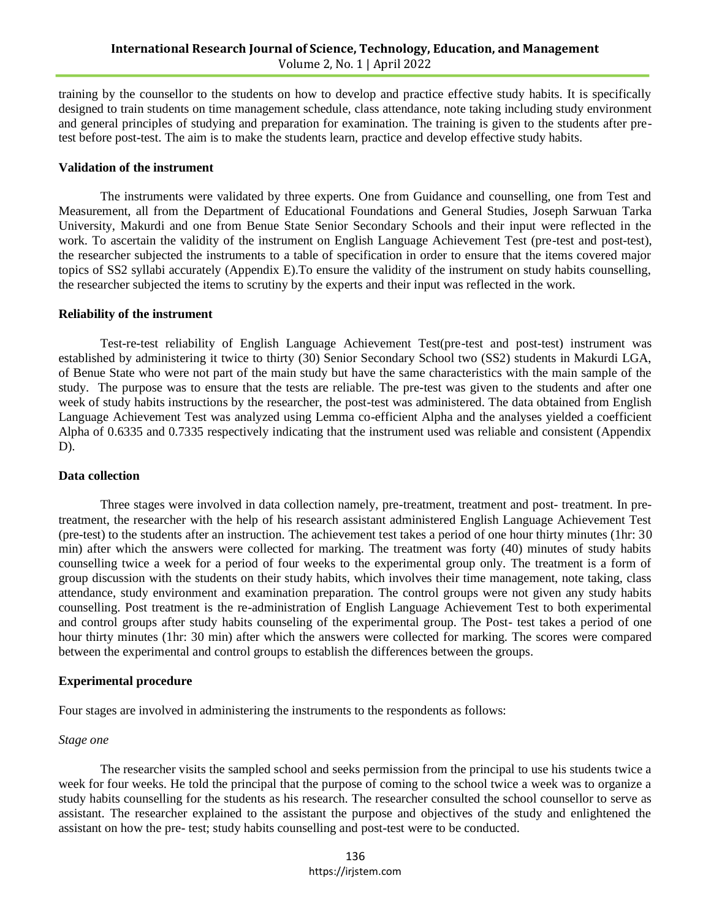training by the counsellor to the students on how to develop and practice effective study habits. It is specifically designed to train students on time management schedule, class attendance, note taking including study environment and general principles of studying and preparation for examination. The training is given to the students after pre-test before post-test. The aim is to make the students learn, practice and develop effective study habits.

**Validation of the instrument**

The instruments were validated by three experts. One from Guidance and counselling, one from Test and Measurement, all from the Department of Educational Foundations and General Studies, Joseph Sarwuan Tarka University, Makurdi and one from Benue State Senior Secondary Schools and their input were reflected in the work. To ascertain the validity of the instrument on English Language Achievement Test (pre-test and post-test), the researcher subjected the instruments to a table of specification in order to ensure that the items covered major topics of SS2 syllabi accurately (Appendix E).To ensure the validity of the instrument on study habits counselling, the researcher subjected the items to scrutiny by the experts and their input was reflected in the work.

**Reliability of the instrument**

Test-re-test reliability of English Language Achievement Test(pre-test and post-test) instrument was established by administering it twice to thirty (30) Senior Secondary School two (SS2) students in Makurdi LGA, of Benue State who were not part of the main study but have the same characteristics with the main sample of the study. The purpose was to ensure that the tests are reliable. The pre-test was given to the students and after one week of study habits instructions by the researcher, the post-test was administered. The data obtained from English Language Achievement Test was analyzed using Lemma co-efficient Alpha and the analyses yielded a coefficient Alpha of 0.6335 and 0.7335 respectively indicating that the instrument used was reliable and consistent (Appendix D).

**Data collection**

Three stages were involved in data collection namely, pre-treatment, treatment and post- treatment. In pre-treatment, the researcher with the help of his research assistant administered English Language Achievement Test (pre-test) to the students after an instruction. The achievement test takes a period of one hour thirty minutes (1hr: 30 min) after which the answers were collected for marking. The treatment was forty (40) minutes of study habits counselling twice a week for a period of four weeks to the experimental group only. The treatment is a form of group discussion with the students on their study habits, which involves their time management, note taking, class attendance, study environment and examination preparation. The control groups were not given any study habits counselling. Post treatment is the re-administration of English Language Achievement Test to both experimental and control groups after study habits counseling of the experimental group. The Post- test takes a period of one hour thirty minutes (1hr: 30 min) after which the answers were collected for marking. The scores were compared between the experimental and control groups to establish the differences between the groups.

**Experimental procedure**

Four stages are involved in administering the instruments to the respondents as follows:

*Stage one*

The researcher visits the sampled school and seeks permission from the principal to use his students twice a week for four weeks. He told the principal that the purpose of coming to the school twice a week was to organize a study habits counselling for the students as his research. The researcher consulted the school counsellor to serve as assistant. The researcher explained to the assistant the purpose and objectives of the study and enlightened the assistant on how the pre- test; study habits counselling and post-test were to be conducted.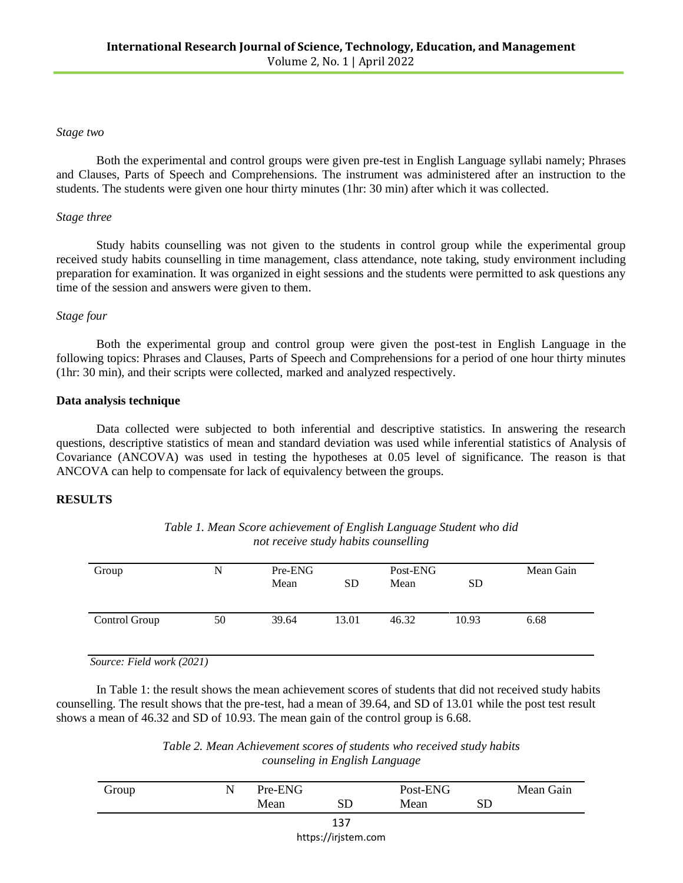*Stage two*

Both the experimental and control groups were given pre-test in English Language syllabi namely; Phrases and Clauses, Parts of Speech and Comprehensions. The instrument was administered after an instruction to the students. The students were given one hour thirty minutes (1hr: 30 min) after which it was collected.

*Stage three*

Study habits counselling was not given to the students in control group while the experimental group received study habits counselling in time management, class attendance, note taking, study environment including preparation for examination. It was organized in eight sessions and the students were permitted to ask questions any time of the session and answers were given to them.

*Stage four*

Both the experimental group and control group were given the post-test in English Language in the following topics: Phrases and Clauses, Parts of Speech and Comprehensions for a period of one hour thirty minutes (1hr: 30 min), and their scripts were collected, marked and analyzed respectively.

**Data analysis technique**

Data collected were subjected to both inferential and descriptive statistics. In answering the research questions, descriptive statistics of mean and standard deviation was used while inferential statistics of Analysis of Covariance (ANCOVA) was used in testing the hypotheses at 0.05 level of significance. The reason is that ANCOVA can help to compensate for lack of equivalency between the groups.

## RESULTS

*Table 1. Mean Score achievement of English Language Student who did not receive study habits counselling*

| Group | N | Pre-ENG Mean | SD | Post-ENG Mean | SD | Mean Gain |
|---|---|---|---|---|---|---|
| Control Group | 50 | 39.64 | 13.01 | 46.32 | 10.93 | 6.68 |

*Source: Field work (2021)*

In Table 1: the result shows the mean achievement scores of students that did not received study habits counselling. The result shows that the pre-test, had a mean of 39.64, and SD of 13.01 while the post test result shows a mean of 46.32 and SD of 10.93. The mean gain of the control group is 6.68.

*Table 2. Mean Achievement scores of students who received study habits counseling in English Language*

| Group | N | Pre-ENG Mean | SD | Post-ENG Mean | SD | Mean Gain |
|---|---|---|---|---|---|---|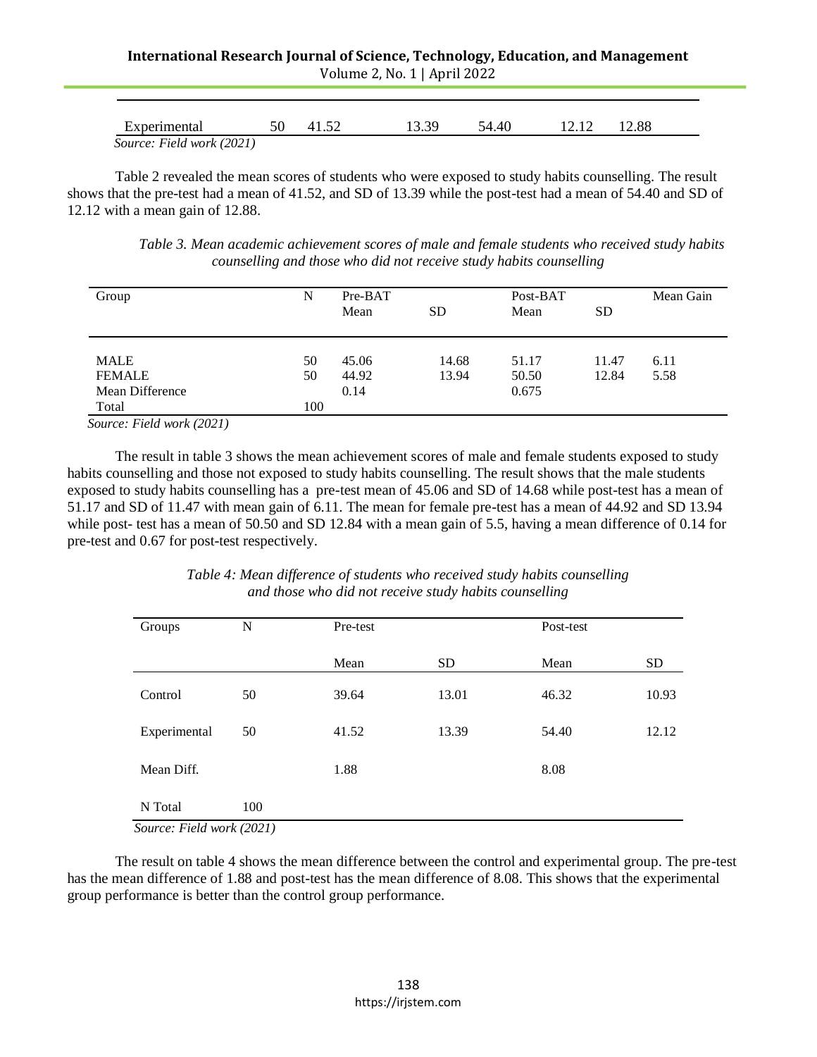| Experimental | 50 | 41.52 | 13.39 | 54.40 | 12.12 | 12.88 |
|---|---|---|---|---|---|---|

*Source: Field work (2021)*

Table 2 revealed the mean scores of students who were exposed to study habits counselling. The result shows that the pre-test had a mean of 41.52, and SD of 13.39 while the post-test had a mean of 54.40 and SD of 12.12 with a mean gain of 12.88.

*Table 3. Mean academic achievement scores of male and female students who received study habits counselling and those who did not receive study habits counselling*

| Group | N | Pre-BAT | | Post-BAT | | Mean Gain |
|---|---|---|---|---|---|---|
| | | Mean | SD | Mean | SD | |
| MALE | 50 | 45.06 | 14.68 | 51.17 | 11.47 | 6.11 |
| FEMALE | 50 | 44.92 | 13.94 | 50.50 | 12.84 | 5.58 |
| Mean Difference | | 0.14 | | 0.675 | | |
| Total | 100 | | | | | |

*Source: Field work (2021)*

The result in table 3 shows the mean achievement scores of male and female students exposed to study habits counselling and those not exposed to study habits counselling. The result shows that the male students exposed to study habits counselling has a pre-test mean of 45.06 and SD of 14.68 while post-test has a mean of 51.17 and SD of 11.47 with mean gain of 6.11. The mean for female pre-test has a mean of 44.92 and SD 13.94 while post- test has a mean of 50.50 and SD 12.84 with a mean gain of 5.5, having a mean difference of 0.14 for pre-test and 0.67 for post-test respectively.

*Table 4: Mean difference of students who received study habits counselling and those who did not receive study habits counselling*

| Groups | N | Pre-test | | Post-test | |
|---|---|---|---|---|---|
| | | Mean | SD | Mean | SD |
| Control | 50 | 39.64 | 13.01 | 46.32 | 10.93 |
| Experimental | 50 | 41.52 | 13.39 | 54.40 | 12.12 |
| Mean Diff. | | 1.88 | | 8.08 | |
| N Total | 100 | | | | |

*Source: Field work (2021)*

The result on table 4 shows the mean difference between the control and experimental group. The pre-test has the mean difference of 1.88 and post-test has the mean difference of 8.08. This shows that the experimental group performance is better than the control group performance.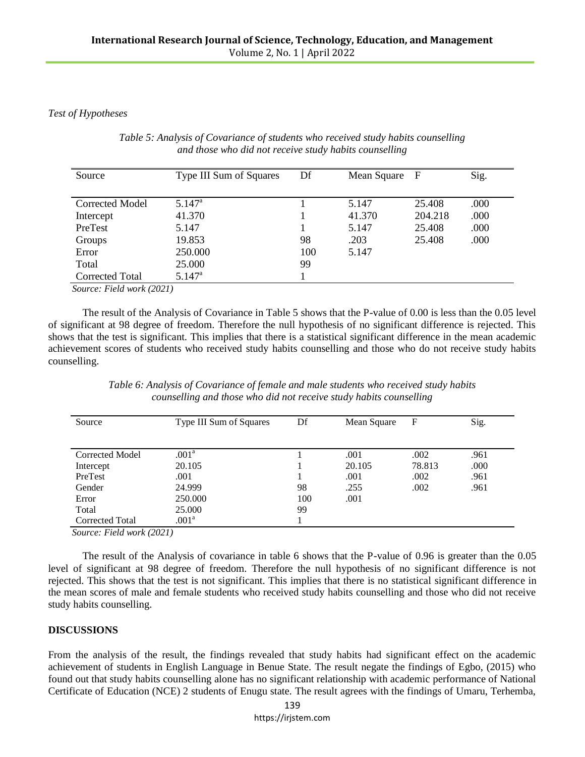*Test of Hypotheses*

*Table 5: Analysis of Covariance of students who received study habits counselling and those who did not receive study habits counselling*

| Source | Type III Sum of Squares | Df | Mean Square | F | Sig. |
|---|---|---|---|---|---|
| Corrected Model | 5.147[a] | 1 | 5.147 | 25.408 | .000 |
| Intercept | 41.370 | 1 | 41.370 | 204.218 | .000 |
| PreTest | 5.147 | 1 | 5.147 | 25.408 | .000 |
| Groups | 19.853 | 98 | .203 | 25.408 | .000 |
| Error | 250.000 | 100 | 5.147 | | |
| Total | 25.000 | 99 | | | |
| Corrected Total | 5.147[a] | 1 | | | |

*Source: Field work (2021)*

The result of the Analysis of Covariance in Table 5 shows that the P-value of 0.00 is less than the 0.05 level of significant at 98 degree of freedom. Therefore the null hypothesis of no significant difference is rejected. This shows that the test is significant. This implies that there is a statistical significant difference in the mean academic achievement scores of students who received study habits counselling and those who do not receive study habits counselling.

*Table 6: Analysis of Covariance of female and male students who received study habits counselling and those who did not receive study habits counselling*

| Source | Type III Sum of Squares | Df | Mean Square | F | Sig. |
|---|---|---|---|---|---|
| Corrected Model | .001[a] | 1 | .001 | .002 | .961 |
| Intercept | 20.105 | 1 | 20.105 | 78.813 | .000 |
| PreTest | .001 | 1 | .001 | .002 | .961 |
| Gender | 24.999 | 98 | .255 | .002 | .961 |
| Error | 250.000 | 100 | .001 | | |
| Total | 25.000 | 99 | | | |
| Corrected Total | .001[a] | 1 | | | |

*Source: Field work (2021)*

The result of the Analysis of covariance in table 6 shows that the P-value of 0.96 is greater than the 0.05 level of significant at 98 degree of freedom. Therefore the null hypothesis of no significant difference is not rejected. This shows that the test is not significant. This implies that there is no statistical significant difference in the mean scores of male and female students who received study habits counselling and those who did not receive study habits counselling.

## DISCUSSIONS

From the analysis of the result, the findings revealed that study habits had significant effect on the academic achievement of students in English Language in Benue State. The result negate the findings of Egbo, (2015) who found out that study habits counselling alone has no significant relationship with academic performance of National Certificate of Education (NCE) 2 students of Enugu state. The result agrees with the findings of Umaru, Terhemba,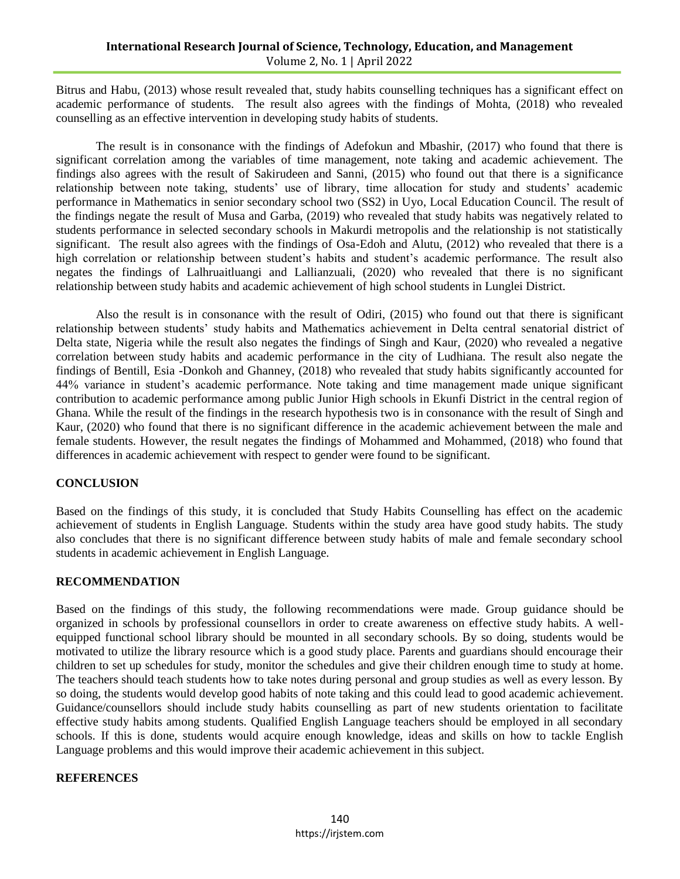Bitrus and Habu, (2013) whose result revealed that, study habits counselling techniques has a significant effect on academic performance of students. The result also agrees with the findings of Mohta, (2018) who revealed counselling as an effective intervention in developing study habits of students.

The result is in consonance with the findings of Adefokun and Mbashir, (2017) who found that there is significant correlation among the variables of time management, note taking and academic achievement. The findings also agrees with the result of Sakirudeen and Sanni, (2015) who found out that there is a significance relationship between note taking, students' use of library, time allocation for study and students' academic performance in Mathematics in senior secondary school two (SS2) in Uyo, Local Education Council. The result of the findings negate the result of Musa and Garba, (2019) who revealed that study habits was negatively related to students performance in selected secondary schools in Makurdi metropolis and the relationship is not statistically significant. The result also agrees with the findings of Osa-Edoh and Alutu, (2012) who revealed that there is a high correlation or relationship between student's habits and student's academic performance. The result also negates the findings of Lalhruaitluangi and Lallianzuali, (2020) who revealed that there is no significant relationship between study habits and academic achievement of high school students in Lunglei District.

Also the result is in consonance with the result of Odiri, (2015) who found out that there is significant relationship between students' study habits and Mathematics achievement in Delta central senatorial district of Delta state, Nigeria while the result also negates the findings of Singh and Kaur, (2020) who revealed a negative correlation between study habits and academic performance in the city of Ludhiana. The result also negate the findings of Bentill, Esia -Donkoh and Ghanney, (2018) who revealed that study habits significantly accounted for 44% variance in student's academic performance. Note taking and time management made unique significant contribution to academic performance among public Junior High schools in Ekunfi District in the central region of Ghana. While the result of the findings in the research hypothesis two is in consonance with the result of Singh and Kaur, (2020) who found that there is no significant difference in the academic achievement between the male and female students. However, the result negates the findings of Mohammed and Mohammed, (2018) who found that differences in academic achievement with respect to gender were found to be significant.

## CONCLUSION

Based on the findings of this study, it is concluded that Study Habits Counselling has effect on the academic achievement of students in English Language. Students within the study area have good study habits. The study also concludes that there is no significant difference between study habits of male and female secondary school students in academic achievement in English Language.

## RECOMMENDATION

Based on the findings of this study, the following recommendations were made. Group guidance should be organized in schools by professional counsellors in order to create awareness on effective study habits. A well-equipped functional school library should be mounted in all secondary schools. By so doing, students would be motivated to utilize the library resource which is a good study place. Parents and guardians should encourage their children to set up schedules for study, monitor the schedules and give their children enough time to study at home. The teachers should teach students how to take notes during personal and group studies as well as every lesson. By so doing, the students would develop good habits of note taking and this could lead to good academic achievement. Guidance/counsellors should include study habits counselling as part of new students orientation to facilitate effective study habits among students. Qualified English Language teachers should be employed in all secondary schools. If this is done, students would acquire enough knowledge, ideas and skills on how to tackle English Language problems and this would improve their academic achievement in this subject.

## REFERENCES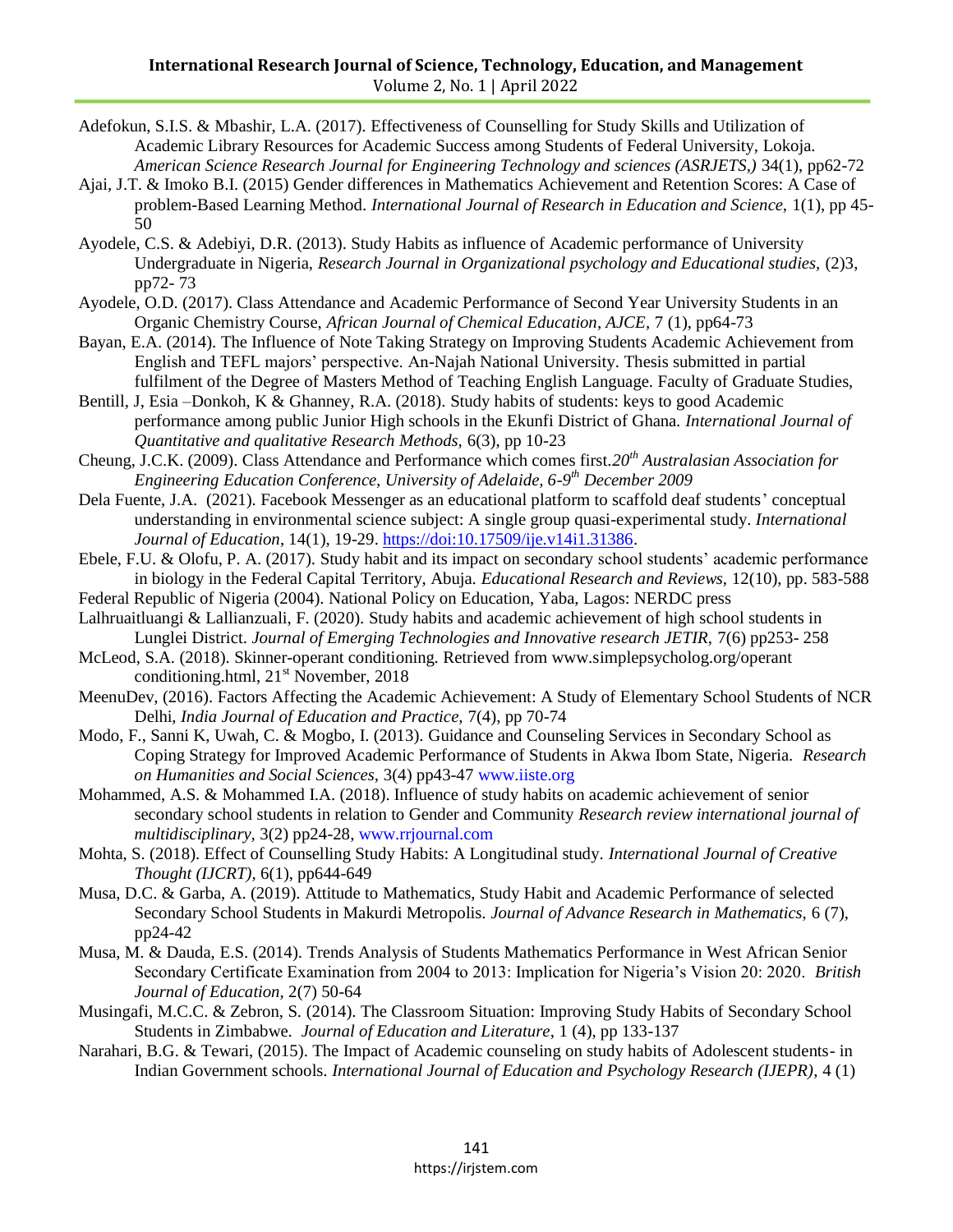Adefokun, S.I.S. & Mbashir, L.A. (2017). Effectiveness of Counselling for Study Skills and Utilization of Academic Library Resources for Academic Success among Students of Federal University, Lokoja. *American Science Research Journal for Engineering Technology and sciences (ASRJETS,)* 34(1), pp62-72

Ajai, J.T. & Imoko B.I. (2015) Gender differences in Mathematics Achievement and Retention Scores: A Case of problem-Based Learning Method. *International Journal of Research in Education and Science,* 1(1), pp 45-50

Ayodele, C.S. & Adebiyi, D.R. (2013). Study Habits as influence of Academic performance of University Undergraduate in Nigeria, *Research Journal in Organizational psychology and Educational studies,* (2)3, pp72- 73

Ayodele, O.D. (2017). Class Attendance and Academic Performance of Second Year University Students in an Organic Chemistry Course, *African Journal of Chemical Education, AJCE,* 7 (1), pp64-73

Bayan, E.A. (2014). The Influence of Note Taking Strategy on Improving Students Academic Achievement from English and TEFL majors' perspective. An-Najah National University. Thesis submitted in partial fulfilment of the Degree of Masters Method of Teaching English Language. Faculty of Graduate Studies,

Bentill, J, Esia –Donkoh, K & Ghanney, R.A. (2018). Study habits of students: keys to good Academic performance among public Junior High schools in the Ekunfi District of Ghana. *International Journal of Quantitative and qualitative Research Methods,* 6(3), pp 10-23

Cheung, J.C.K. (2009). Class Attendance and Performance which comes first.*20th Australasian Association for Engineering Education Conference, University of Adelaide, 6-9th December 2009*

Dela Fuente, J.A. (2021). Facebook Messenger as an educational platform to scaffold deaf students' conceptual understanding in environmental science subject: A single group quasi-experimental study. *International Journal of Education*, 14(1), 19-29. https://doi:10.17509/ije.v14i1.31386.

Ebele, F.U. & Olofu, P. A. (2017). Study habit and its impact on secondary school students' academic performance in biology in the Federal Capital Territory, Abuja. *Educational Research and Reviews,* 12(10), pp. 583-588

Federal Republic of Nigeria (2004). National Policy on Education, Yaba, Lagos: NERDC press

Lalhruaitluangi & Lallianzuali, F. (2020). Study habits and academic achievement of high school students in Lunglei District. *Journal of Emerging Technologies and Innovative research JETIR,* 7(6) pp253- 258

McLeod, S.A. (2018). Skinner-operant conditioning. Retrieved from www.simplepsycholog.org/operant conditioning.html, 21st November, 2018

MeenuDev, (2016). Factors Affecting the Academic Achievement: A Study of Elementary School Students of NCR Delhi, *India Journal of Education and Practice,* 7(4), pp 70-74

Modo, F., Sanni K, Uwah, C. & Mogbo, I. (2013). Guidance and Counseling Services in Secondary School as Coping Strategy for Improved Academic Performance of Students in Akwa Ibom State, Nigeria. *Research on Humanities and Social Sciences,* 3(4) pp43-47 www.iiste.org

Mohammed, A.S. & Mohammed I.A. (2018). Influence of study habits on academic achievement of senior secondary school students in relation to Gender and Community *Research review international journal of multidisciplinary,* 3(2) pp24-28, www.rrjournal.com

Mohta, S. (2018). Effect of Counselling Study Habits: A Longitudinal study. *International Journal of Creative Thought (IJCRT),* 6(1), pp644-649

Musa, D.C. & Garba, A. (2019). Attitude to Mathematics, Study Habit and Academic Performance of selected Secondary School Students in Makurdi Metropolis. *Journal of Advance Research in Mathematics,* 6 (7), pp24-42

Musa, M. & Dauda, E.S. (2014). Trends Analysis of Students Mathematics Performance in West African Senior Secondary Certificate Examination from 2004 to 2013: Implication for Nigeria's Vision 20: 2020. *British Journal of Education,* 2(7) 50-64

Musingafi, M.C.C. & Zebron, S. (2014). The Classroom Situation: Improving Study Habits of Secondary School Students in Zimbabwe. *Journal of Education and Literature,* 1 (4), pp 133-137

Narahari, B.G. & Tewari, (2015). The Impact of Academic counseling on study habits of Adolescent students- in Indian Government schools. *International Journal of Education and Psychology Research (IJEPR),* 4 (1)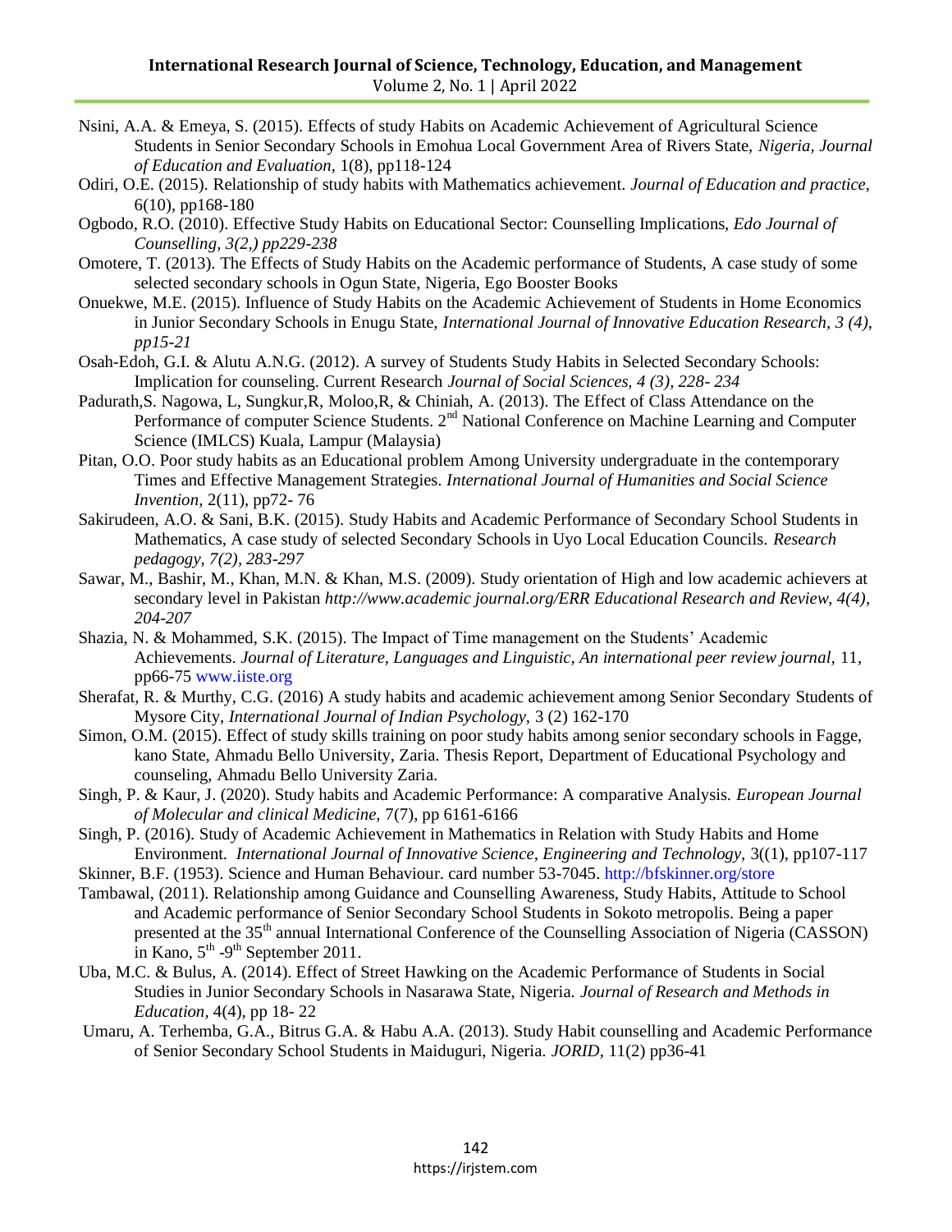Nsini, A.A. & Emeya, S. (2015). Effects of study Habits on Academic Achievement of Agricultural Science Students in Senior Secondary Schools in Emohua Local Government Area of Rivers State, *Nigeria, Journal of Education and Evaluation,* 1(8), pp118-124

Odiri, O.E. (2015). Relationship of study habits with Mathematics achievement. *Journal of Education and practice,* 6(10), pp168-180

Ogbodo, R.O. (2010). Effective Study Habits on Educational Sector: Counselling Implications, *Edo Journal of Counselling, 3(2,) pp229-238*

Omotere, T. (2013). The Effects of Study Habits on the Academic performance of Students, A case study of some selected secondary schools in Ogun State, Nigeria, Ego Booster Books

Onuekwe, M.E. (2015). Influence of Study Habits on the Academic Achievement of Students in Home Economics in Junior Secondary Schools in Enugu State, *International Journal of Innovative Education Research, 3 (4), pp15-21*

Osah-Edoh, G.I. & Alutu A.N.G. (2012). A survey of Students Study Habits in Selected Secondary Schools: Implication for counseling. Current Research *Journal of Social Sciences, 4 (3), 228- 234*

Padurath,S. Nagowa, L, Sungkur,R, Moloo,R, & Chiniah, A. (2013). The Effect of Class Attendance on the Performance of computer Science Students. 2nd National Conference on Machine Learning and Computer Science (IMLCS) Kuala, Lampur (Malaysia)

Pitan, O.O. Poor study habits as an Educational problem Among University undergraduate in the contemporary Times and Effective Management Strategies. *International Journal of Humanities and Social Science Invention,* 2(11), pp72- 76

Sakirudeen, A.O. & Sani, B.K. (2015). Study Habits and Academic Performance of Secondary School Students in Mathematics, A case study of selected Secondary Schools in Uyo Local Education Councils. *Research pedagogy, 7(2), 283-297*

Sawar, M., Bashir, M., Khan, M.N. & Khan, M.S. (2009). Study orientation of High and low academic achievers at secondary level in Pakistan *http://www.academic journal.org/ERR Educational Research and Review, 4(4), 204-207*

Shazia, N. & Mohammed, S.K. (2015). The Impact of Time management on the Students' Academic Achievements. *Journal of Literature, Languages and Linguistic, An international peer review journal,* 11, pp66-75 www.iiste.org

Sherafat, R. & Murthy, C.G. (2016) A study habits and academic achievement among Senior Secondary Students of Mysore City, *International Journal of Indian Psychology,* 3 (2) 162-170

Simon, O.M. (2015). Effect of study skills training on poor study habits among senior secondary schools in Fagge, kano State, Ahmadu Bello University, Zaria. Thesis Report, Department of Educational Psychology and counseling, Ahmadu Bello University Zaria.

Singh, P. & Kaur, J. (2020). Study habits and Academic Performance: A comparative Analysis. *European Journal of Molecular and clinical Medicine,* 7(7), pp 6161-6166

Singh, P. (2016). Study of Academic Achievement in Mathematics in Relation with Study Habits and Home Environment. *International Journal of Innovative Science, Engineering and Technology,* 3((1), pp107-117

Skinner, B.F. (1953). Science and Human Behaviour. card number 53-7045. http://bfskinner.org/store

Tambawal, (2011). Relationship among Guidance and Counselling Awareness, Study Habits, Attitude to School and Academic performance of Senior Secondary School Students in Sokoto metropolis. Being a paper presented at the 35th annual International Conference of the Counselling Association of Nigeria (CASSON) in Kano, 5th -9th September 2011.

Uba, M.C. & Bulus, A. (2014). Effect of Street Hawking on the Academic Performance of Students in Social Studies in Junior Secondary Schools in Nasarawa State, Nigeria. *Journal of Research and Methods in Education,* 4(4), pp 18- 22

Umaru, A. Terhemba, G.A., Bitrus G.A. & Habu A.A. (2013). Study Habit counselling and Academic Performance of Senior Secondary School Students in Maiduguri, Nigeria. *JORID,* 11(2) pp36-41